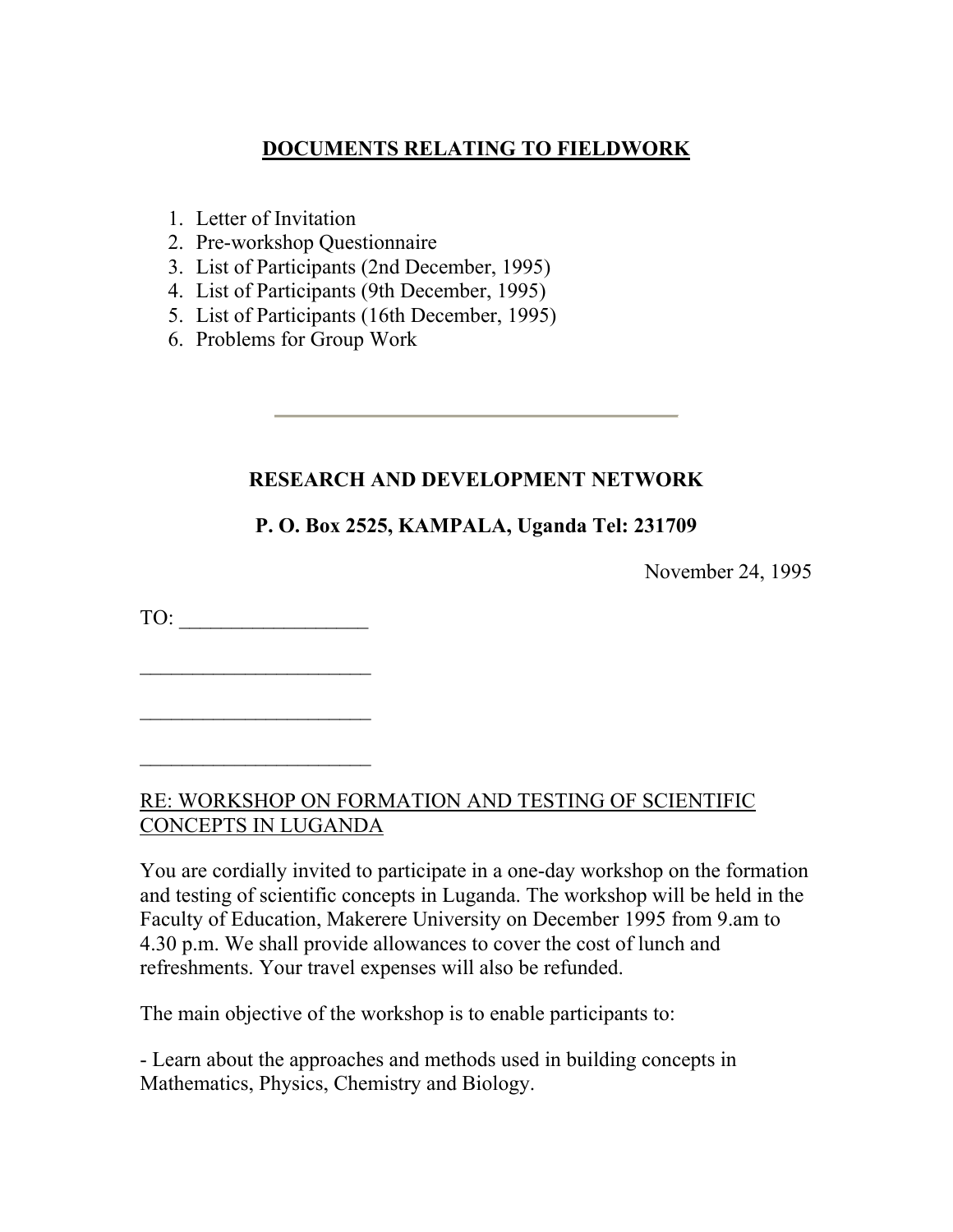## DOCUMENTS RELATING TO FIELDWORK

1. Letter of Invitation
2. Pre-workshop Questionnaire
3. List of Participants (2nd December, 1995)
4. List of Participants (9th December, 1995)
5. List of Participants (16th December, 1995)
6. Problems for Group Work

---

**RESEARCH AND DEVELOPMENT NETWORK**

**P. O. Box 2525, KAMPALA, Uganda Tel: 231709**

November 24, 1995

TO: __________________

______________________

______________________

______________________

RE: WORKSHOP ON FORMATION AND TESTING OF SCIENTIFIC CONCEPTS IN LUGANDA

You are cordially invited to participate in a one-day workshop on the formation and testing of scientific concepts in Luganda. The workshop will be held in the Faculty of Education, Makerere University on December 1995 from 9.am to 4.30 p.m. We shall provide allowances to cover the cost of lunch and refreshments. Your travel expenses will also be refunded.

The main objective of the workshop is to enable participants to:

- Learn about the approaches and methods used in building concepts in Mathematics, Physics, Chemistry and Biology.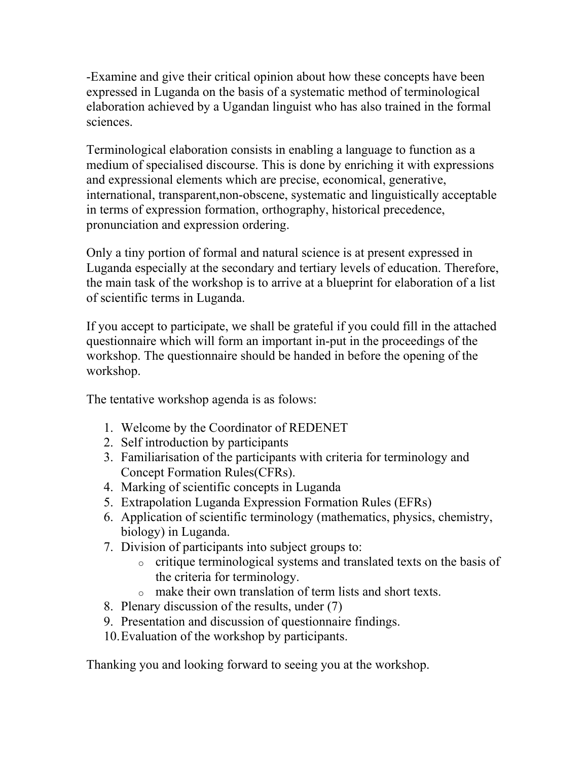-Examine and give their critical opinion about how these concepts have been expressed in Luganda on the basis of a systematic method of terminological elaboration achieved by a Ugandan linguist who has also trained in the formal sciences.

Terminological elaboration consists in enabling a language to function as a medium of specialised discourse. This is done by enriching it with expressions and expressional elements which are precise, economical, generative, international, transparent,non-obscene, systematic and linguistically acceptable in terms of expression formation, orthography, historical precedence, pronunciation and expression ordering.

Only a tiny portion of formal and natural science is at present expressed in Luganda especially at the secondary and tertiary levels of education. Therefore, the main task of the workshop is to arrive at a blueprint for elaboration of a list of scientific terms in Luganda.

If you accept to participate, we shall be grateful if you could fill in the attached questionnaire which will form an important in-put in the proceedings of the workshop. The questionnaire should be handed in before the opening of the workshop.

The tentative workshop agenda is as folows:

1. Welcome by the Coordinator of REDENET
2. Self introduction by participants
3. Familiarisation of the participants with criteria for terminology and Concept Formation Rules(CFRs).
4. Marking of scientific concepts in Luganda
5. Extrapolation Luganda Expression Formation Rules (EFRs)
6. Application of scientific terminology (mathematics, physics, chemistry, biology) in Luganda.
7. Division of participants into subject groups to:
   - critique terminological systems and translated texts on the basis of the criteria for terminology.
   - make their own translation of term lists and short texts.
8. Plenary discussion of the results, under (7)
9. Presentation and discussion of questionnaire findings.
10. Evaluation of the workshop by participants.

Thanking you and looking forward to seeing you at the workshop.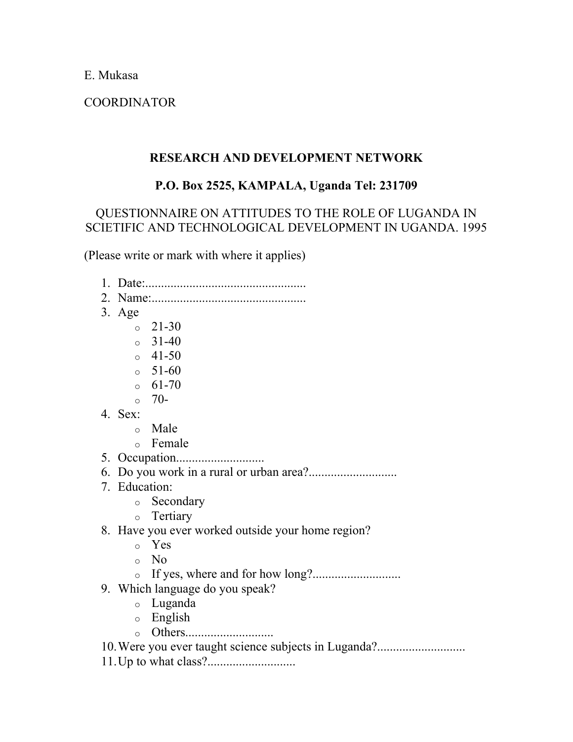E. Mukasa

COORDINATOR

**RESEARCH AND DEVELOPMENT NETWORK**

**P.O. Box 2525, KAMPALA, Uganda Tel: 231709**

QUESTIONNAIRE ON ATTITUDES TO THE ROLE OF LUGANDA IN SCIETIFIC AND TECHNOLOGICAL DEVELOPMENT IN UGANDA. 1995

(Please write or mark with where it applies)

1. Date:..................................................
2. Name:................................................
3. Age
    - 21-30
    - 31-40
    - 41-50
    - 51-60
    - 61-70
    - 70-
4. Sex:
    - Male
    - Female
5. Occupation...........................
6. Do you work in a rural or urban area?...........................
7. Education:
    - Secondary
    - Tertiary
8. Have you ever worked outside your home region?
    - Yes
    - No
    - If yes, where and for how long?...........................
9. Which language do you speak?
    - Luganda
    - English
    - Others...........................
10. Were you ever taught science subjects in Luganda?...........................
11. Up to what class?...........................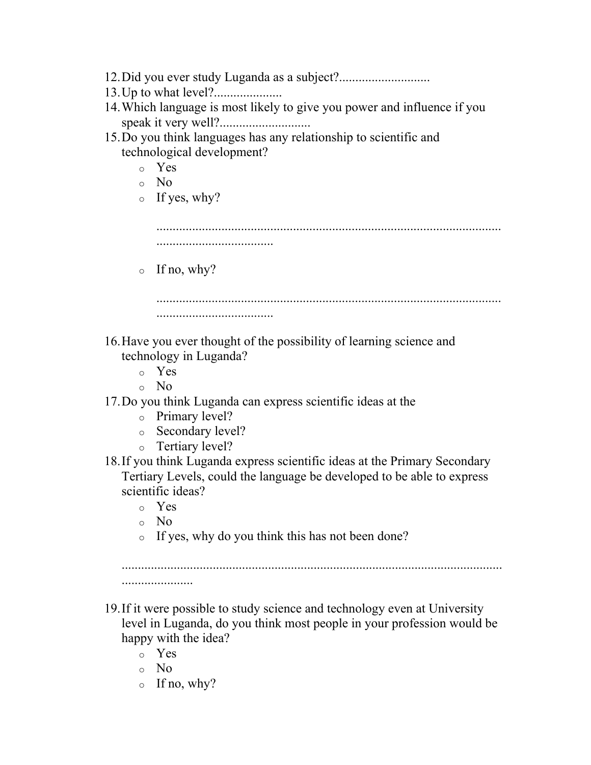12. Did you ever study Luganda as a subject?............................
13. Up to what level?.....................
14. Which language is most likely to give you power and influence if you speak it very well?............................
15. Do you think languages has any relationship to scientific and technological development?
    - Yes
    - No
    - If yes, why?

      ...........................................................................................................
      ...................................

    - If no, why?

      ...........................................................................................................
      ...................................

16. Have you ever thought of the possibility of learning science and technology in Luganda?
    - Yes
    - No
17. Do you think Luganda can express scientific ideas at the
    - Primary level?
    - Secondary level?
    - Tertiary level?
18. If you think Luganda express scientific ideas at the Primary Secondary Tertiary Levels, could the language be developed to be able to express scientific ideas?
    - Yes
    - No
    - If yes, why do you think this has not been done?

    ...................................................................................................................
    ......................

19. If it were possible to study science and technology even at University level in Luganda, do you think most people in your profession would be happy with the idea?
    - Yes
    - No
    - If no, why?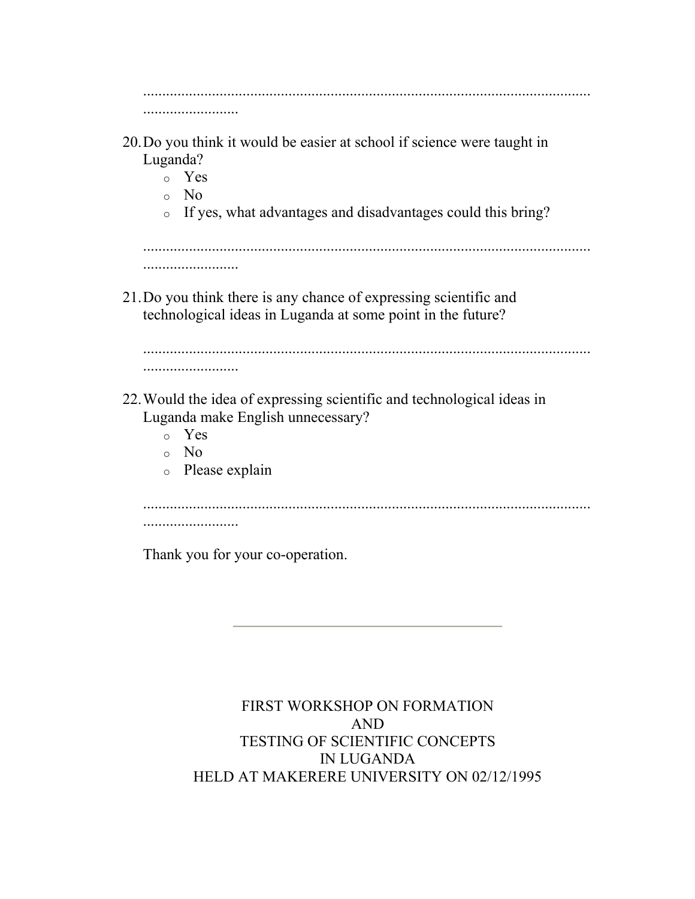.........................................................................................................................................

20. Do you think it would be easier at school if science were taught in Luganda?
    - Yes
    - No
    - If yes, what advantages and disadvantages could this bring?

    .........................................................................................................................................

21. Do you think there is any chance of expressing scientific and technological ideas in Luganda at some point in the future?

    .........................................................................................................................................

22. Would the idea of expressing scientific and technological ideas in Luganda make English unnecessary?
    - Yes
    - No
    - Please explain

    .........................................................................................................................................

    Thank you for your co-operation.

---

## FIRST WORKSHOP ON FORMATION AND TESTING OF SCIENTIFIC CONCEPTS IN LUGANDA HELD AT MAKERERE UNIVERSITY ON 02/12/1995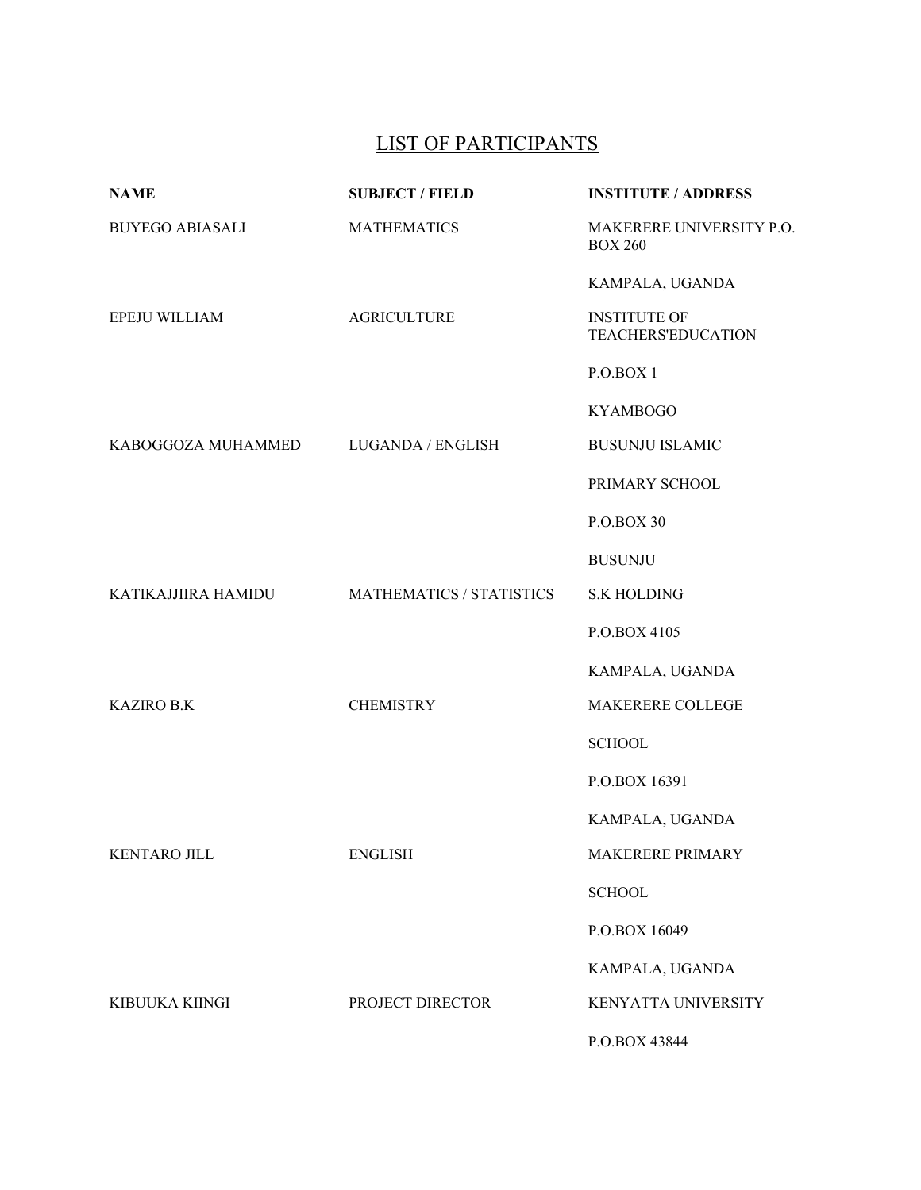# LIST OF PARTICIPANTS

| NAME | SUBJECT / FIELD | INSTITUTE / ADDRESS |
|---|---|---|
| BUYEGO ABIASALI | MATHEMATICS | MAKERERE UNIVERSITY P.O. BOX 260<br>KAMPALA, UGANDA |
| EPEJU WILLIAM | AGRICULTURE | INSTITUTE OF TEACHERS'EDUCATION<br>P.O.BOX 1<br>KYAMBOGO |
| KABOGGOZA MUHAMMED | LUGANDA / ENGLISH | BUSUNJU ISLAMIC<br>PRIMARY SCHOOL<br>P.O.BOX 30<br>BUSUNJU |
| KATIKAJJIIRA HAMIDU | MATHEMATICS / STATISTICS | S.K HOLDING<br>P.O.BOX 4105<br>KAMPALA, UGANDA |
| KAZIRO B.K | CHEMISTRY | MAKERERE COLLEGE<br>SCHOOL<br>P.O.BOX 16391<br>KAMPALA, UGANDA |
| KENTARO JILL | ENGLISH | MAKERERE PRIMARY<br>SCHOOL<br>P.O.BOX 16049<br>KAMPALA, UGANDA |
| KIBUUKA KIINGI | PROJECT DIRECTOR | KENYATTA UNIVERSITY<br>P.O.BOX 43844 |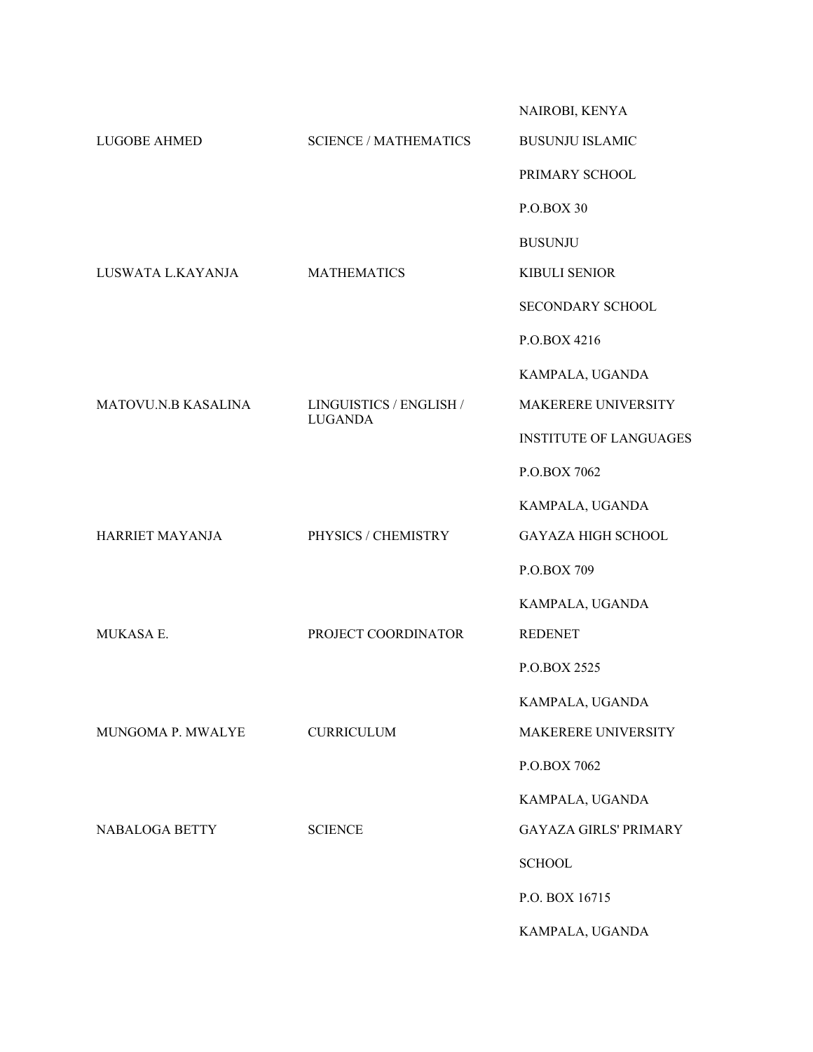| | | |
|---|---|---|
| | | NAIROBI, KENYA |
| LUGOBE AHMED | SCIENCE / MATHEMATICS | BUSUNJU ISLAMIC<br>PRIMARY SCHOOL<br>P.O.BOX 30<br>BUSUNJU |
| LUSWATA L.KAYANJA | MATHEMATICS | KIBULI SENIOR<br>SECONDARY SCHOOL<br>P.O.BOX 4216<br>KAMPALA, UGANDA |
| MATOVU.N.B KASALINA | LINGUISTICS / ENGLISH / LUGANDA | MAKERERE UNIVERSITY<br>INSTITUTE OF LANGUAGES<br>P.O.BOX 7062<br>KAMPALA, UGANDA |
| HARRIET MAYANJA | PHYSICS / CHEMISTRY | GAYAZA HIGH SCHOOL<br>P.O.BOX 709<br>KAMPALA, UGANDA |
| MUKASA E. | PROJECT COORDINATOR | REDENET<br>P.O.BOX 2525<br>KAMPALA, UGANDA |
| MUNGOMA P. MWALYE | CURRICULUM | MAKERERE UNIVERSITY<br>P.O.BOX 7062<br>KAMPALA, UGANDA |
| NABALOGA BETTY | SCIENCE | GAYAZA GIRLS' PRIMARY<br>SCHOOL<br>P.O. BOX 16715<br>KAMPALA, UGANDA |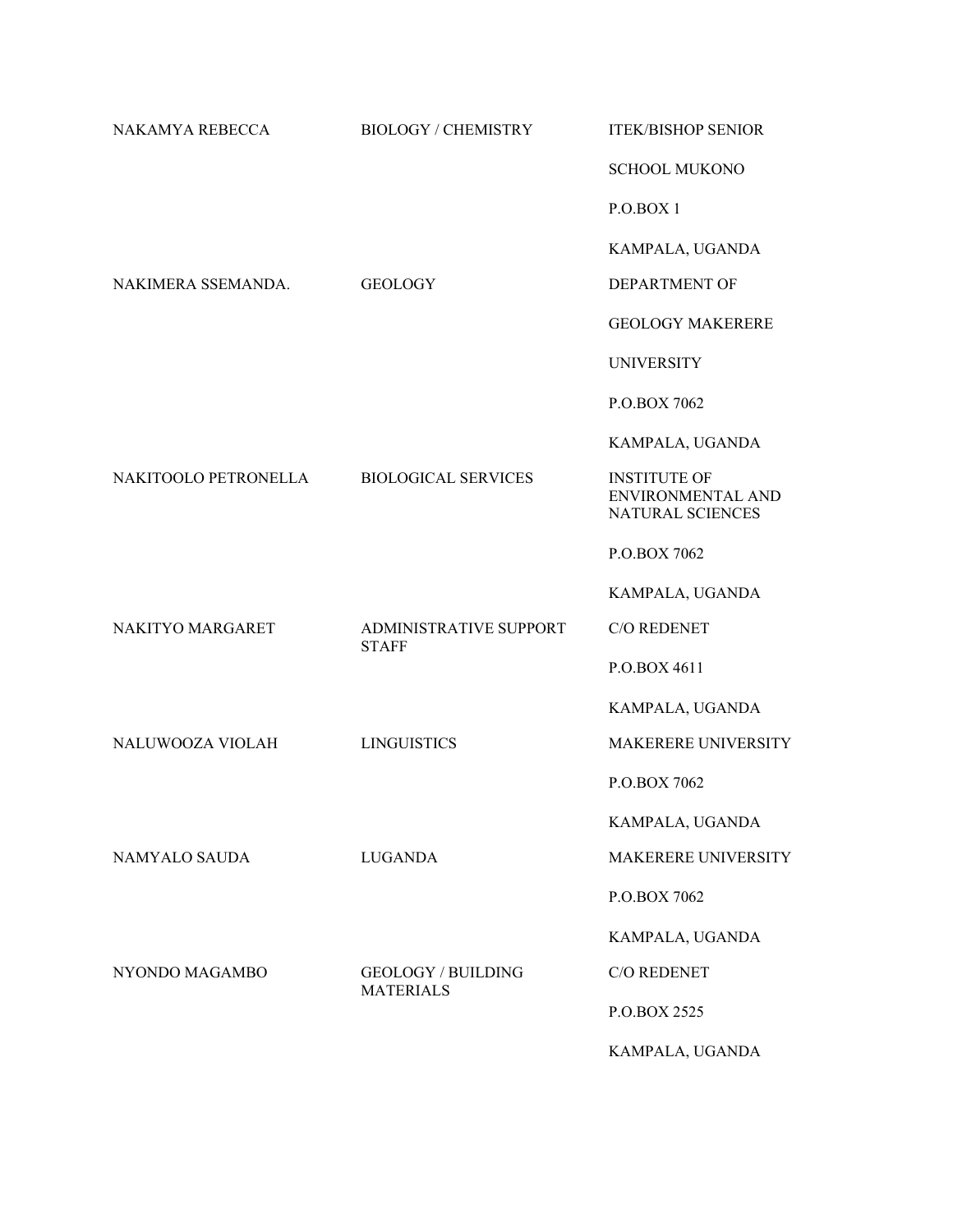| | | |
|---|---|---|
| NAKAMYA REBECCA | BIOLOGY / CHEMISTRY | ITEK/BISHOP SENIOR SCHOOL MUKONO<br>P.O.BOX 1<br>KAMPALA, UGANDA |
| NAKIMERA SSEMANDA. | GEOLOGY | DEPARTMENT OF GEOLOGY MAKERERE UNIVERSITY<br>P.O.BOX 7062<br>KAMPALA, UGANDA |
| NAKITOOLO PETRONELLA | BIOLOGICAL SERVICES | INSTITUTE OF ENVIRONMENTAL AND NATURAL SCIENCES<br>P.O.BOX 7062<br>KAMPALA, UGANDA |
| NAKITYO MARGARET | ADMINISTRATIVE SUPPORT STAFF | C/O REDENET<br>P.O.BOX 4611<br>KAMPALA, UGANDA |
| NALUWOOZA VIOLAH | LINGUISTICS | MAKERERE UNIVERSITY<br>P.O.BOX 7062<br>KAMPALA, UGANDA |
| NAMYALO SAUDA | LUGANDA | MAKERERE UNIVERSITY<br>P.O.BOX 7062<br>KAMPALA, UGANDA |
| NYONDO MAGAMBO | GEOLOGY / BUILDING MATERIALS | C/O REDENET<br>P.O.BOX 2525<br>KAMPALA, UGANDA |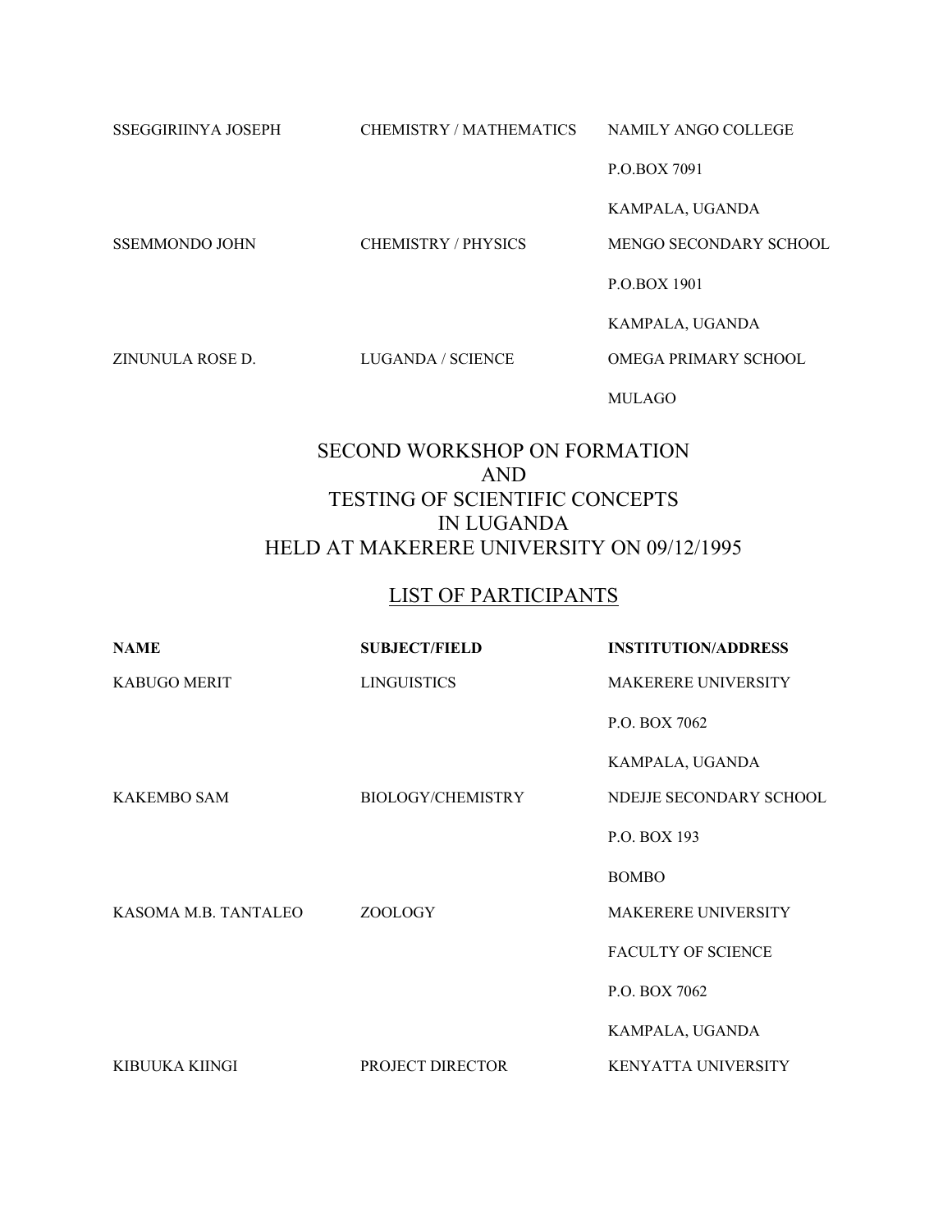| | | |
|---|---|---|
| SSEGGIRIINYA JOSEPH | CHEMISTRY / MATHEMATICS | NAMILY ANGO COLLEGE<br>P.O.BOX 7091<br>KAMPALA, UGANDA |
| SSEMMONDO JOHN | CHEMISTRY / PHYSICS | MENGO SECONDARY SCHOOL<br>P.O.BOX 1901<br>KAMPALA, UGANDA |
| ZINUNULA ROSE D. | LUGANDA / SCIENCE | OMEGA PRIMARY SCHOOL<br>MULAGO |

# SECOND WORKSHOP ON FORMATION AND TESTING OF SCIENTIFIC CONCEPTS IN LUGANDA HELD AT MAKERERE UNIVERSITY ON 09/12/1995

## LIST OF PARTICIPANTS

| **NAME** | **SUBJECT/FIELD** | **INSTITUTION/ADDRESS** |
|---|---|---|
| KABUGO MERIT | LINGUISTICS | MAKERERE UNIVERSITY<br>P.O. BOX 7062<br>KAMPALA, UGANDA |
| KAKEMBO SAM | BIOLOGY/CHEMISTRY | NDEJJE SECONDARY SCHOOL<br>P.O. BOX 193<br>BOMBO |
| KASOMA M.B. TANTALEO | ZOOLOGY | MAKERERE UNIVERSITY<br>FACULTY OF SCIENCE<br>P.O. BOX 7062<br>KAMPALA, UGANDA |
| KIBUUKA KIINGI | PROJECT DIRECTOR | KENYATTA UNIVERSITY |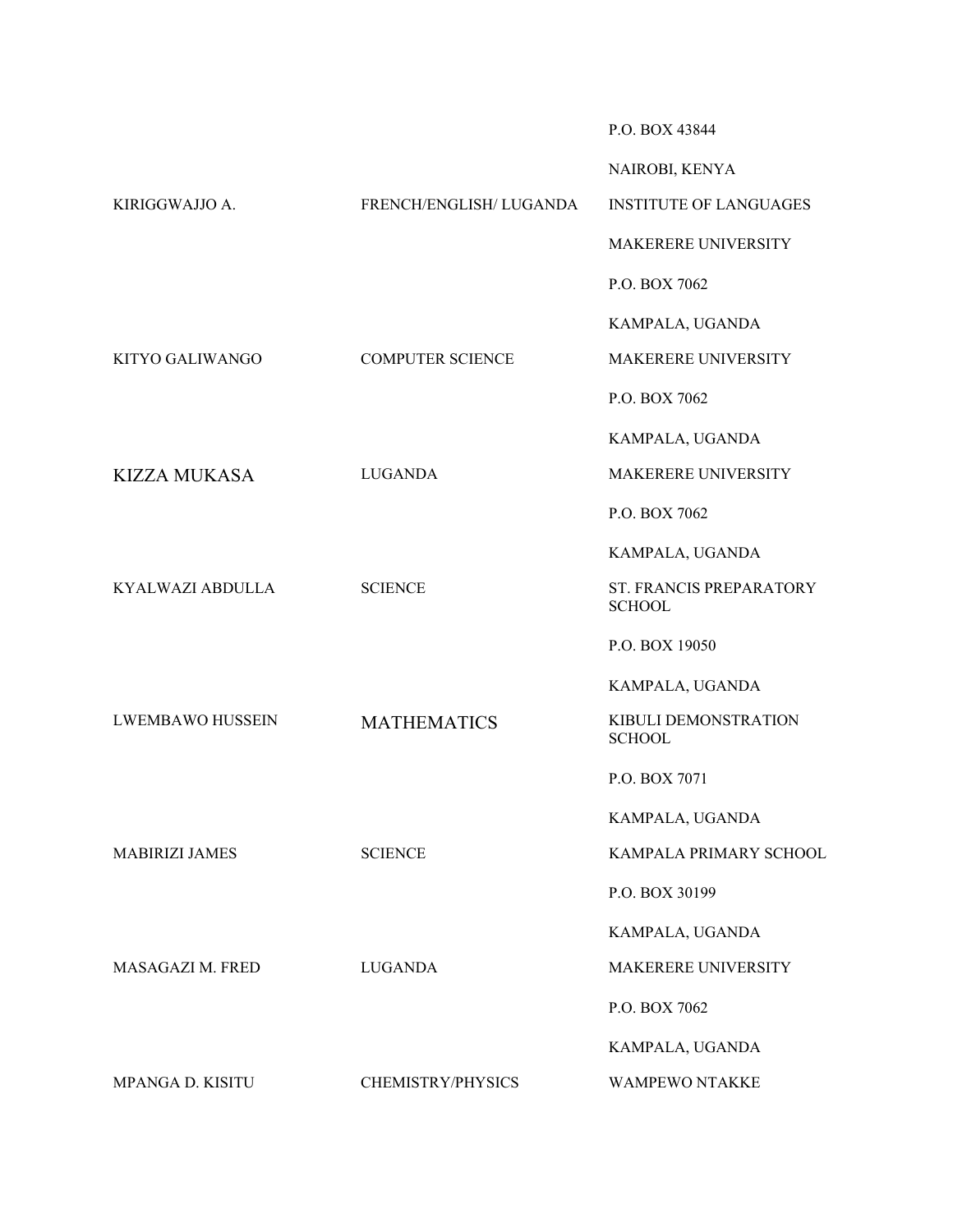| | | |
|---|---|---|
| | | P.O. BOX 43844 |
| | | NAIROBI, KENYA |
| KIRIGGWAJJO A. | FRENCH/ENGLISH/ LUGANDA | INSTITUTE OF LANGUAGES |
| | | MAKERERE UNIVERSITY |
| | | P.O. BOX 7062 |
| | | KAMPALA, UGANDA |
| KITYO GALIWANGO | COMPUTER SCIENCE | MAKERERE UNIVERSITY |
| | | P.O. BOX 7062 |
| | | KAMPALA, UGANDA |
| KIZZA MUKASA | LUGANDA | MAKERERE UNIVERSITY |
| | | P.O. BOX 7062 |
| | | KAMPALA, UGANDA |
| KYALWAZI ABDULLA | SCIENCE | ST. FRANCIS PREPARATORY SCHOOL |
| | | P.O. BOX 19050 |
| | | KAMPALA, UGANDA |
| LWEMBAWO HUSSEIN | MATHEMATICS | KIBULI DEMONSTRATION SCHOOL |
| | | P.O. BOX 7071 |
| | | KAMPALA, UGANDA |
| MABIRIZI JAMES | SCIENCE | KAMPALA PRIMARY SCHOOL |
| | | P.O. BOX 30199 |
| | | KAMPALA, UGANDA |
| MASAGAZI M. FRED | LUGANDA | MAKERERE UNIVERSITY |
| | | P.O. BOX 7062 |
| | | KAMPALA, UGANDA |
| MPANGA D. KISITU | CHEMISTRY/PHYSICS | WAMPEWO NTAKKE |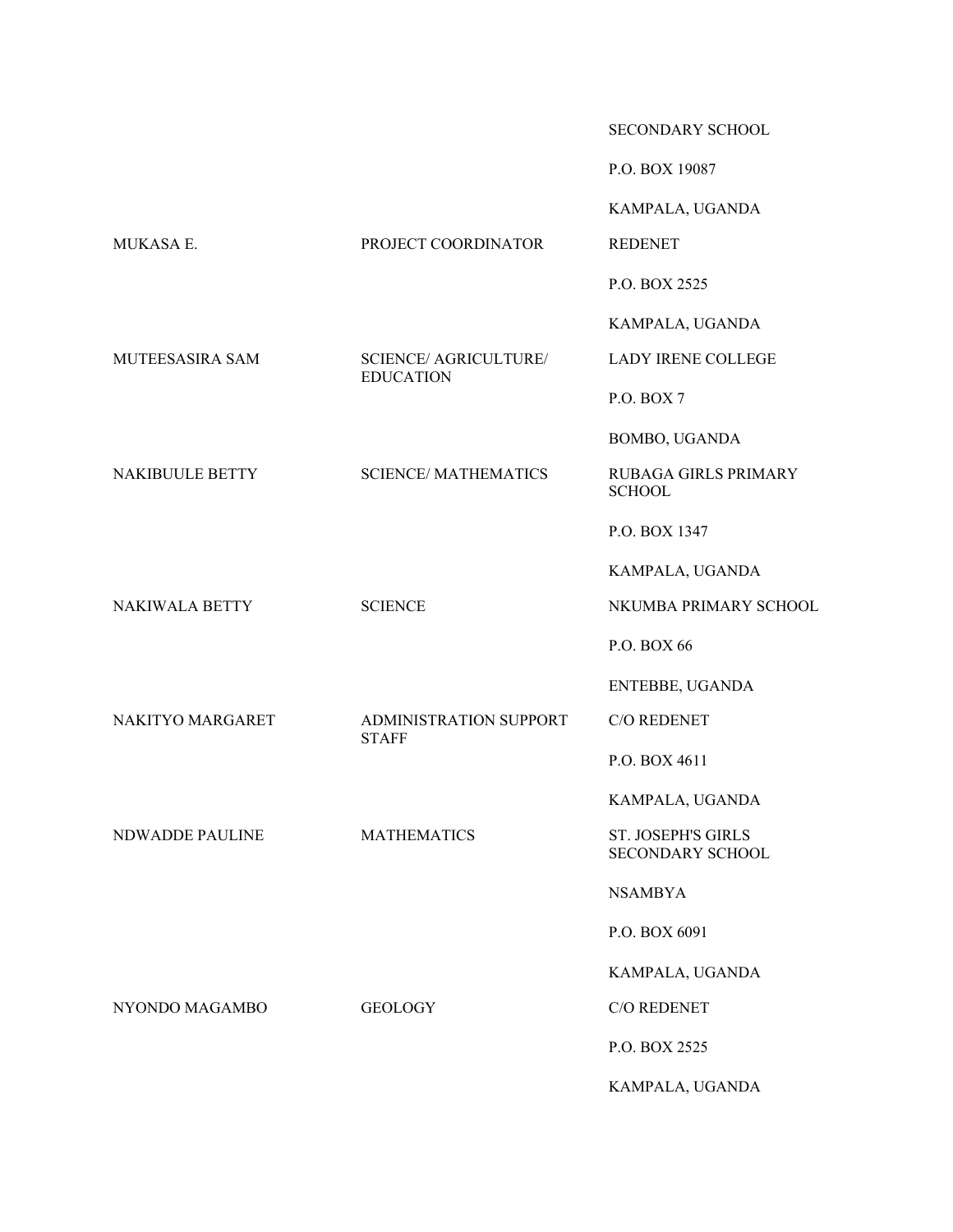| | | |
|---|---|---|
| | | SECONDARY SCHOOL<br>P.O. BOX 19087<br>KAMPALA, UGANDA |
| MUKASA E. | PROJECT COORDINATOR | REDENET<br>P.O. BOX 2525<br>KAMPALA, UGANDA |
| MUTEESASIRA SAM | SCIENCE/ AGRICULTURE/ EDUCATION | LADY IRENE COLLEGE<br>P.O. BOX 7<br>BOMBO, UGANDA |
| NAKIBUULE BETTY | SCIENCE/ MATHEMATICS | RUBAGA GIRLS PRIMARY SCHOOL<br>P.O. BOX 1347<br>KAMPALA, UGANDA |
| NAKIWALA BETTY | SCIENCE | NKUMBA PRIMARY SCHOOL<br>P.O. BOX 66<br>ENTEBBE, UGANDA |
| NAKITYO MARGARET | ADMINISTRATION SUPPORT STAFF | C/O REDENET<br>P.O. BOX 4611<br>KAMPALA, UGANDA |
| NDWADDE PAULINE | MATHEMATICS | ST. JOSEPH'S GIRLS SECONDARY SCHOOL<br>NSAMBYA<br>P.O. BOX 6091<br>KAMPALA, UGANDA |
| NYONDO MAGAMBO | GEOLOGY | C/O REDENET<br>P.O. BOX 2525<br>KAMPALA, UGANDA |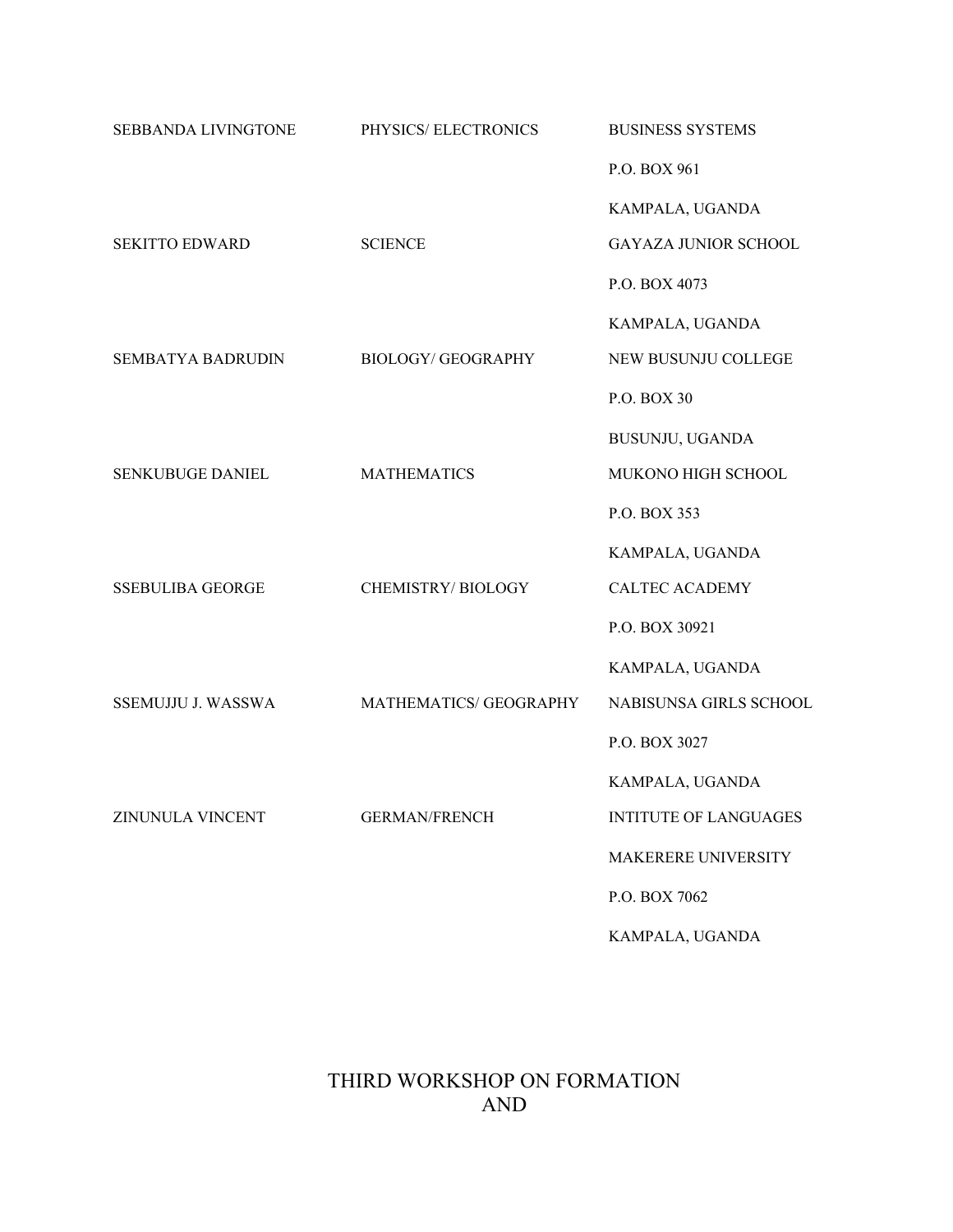| | | |
|---|---|---|
| SEBBANDA LIVINGTONE | PHYSICS/ ELECTRONICS | BUSINESS SYSTEMS<br>P.O. BOX 961<br>KAMPALA, UGANDA |
| SEKITTO EDWARD | SCIENCE | GAYAZA JUNIOR SCHOOL<br>P.O. BOX 4073<br>KAMPALA, UGANDA |
| SEMBATYA BADRUDIN | BIOLOGY/ GEOGRAPHY | NEW BUSUNJU COLLEGE<br>P.O. BOX 30<br>BUSUNJU, UGANDA |
| SENKUBUGE DANIEL | MATHEMATICS | MUKONO HIGH SCHOOL<br>P.O. BOX 353<br>KAMPALA, UGANDA |
| SSEBULIBA GEORGE | CHEMISTRY/ BIOLOGY | CALTEC ACADEMY<br>P.O. BOX 30921<br>KAMPALA, UGANDA |
| SSEMUJJU J. WASSWA | MATHEMATICS/ GEOGRAPHY | NABISUNSA GIRLS SCHOOL<br>P.O. BOX 3027<br>KAMPALA, UGANDA |
| ZINUNULA VINCENT | GERMAN/FRENCH | INTITUTE OF LANGUAGES<br>MAKERERE UNIVERSITY<br>P.O. BOX 7062<br>KAMPALA, UGANDA |

# THIRD WORKSHOP ON FORMATION AND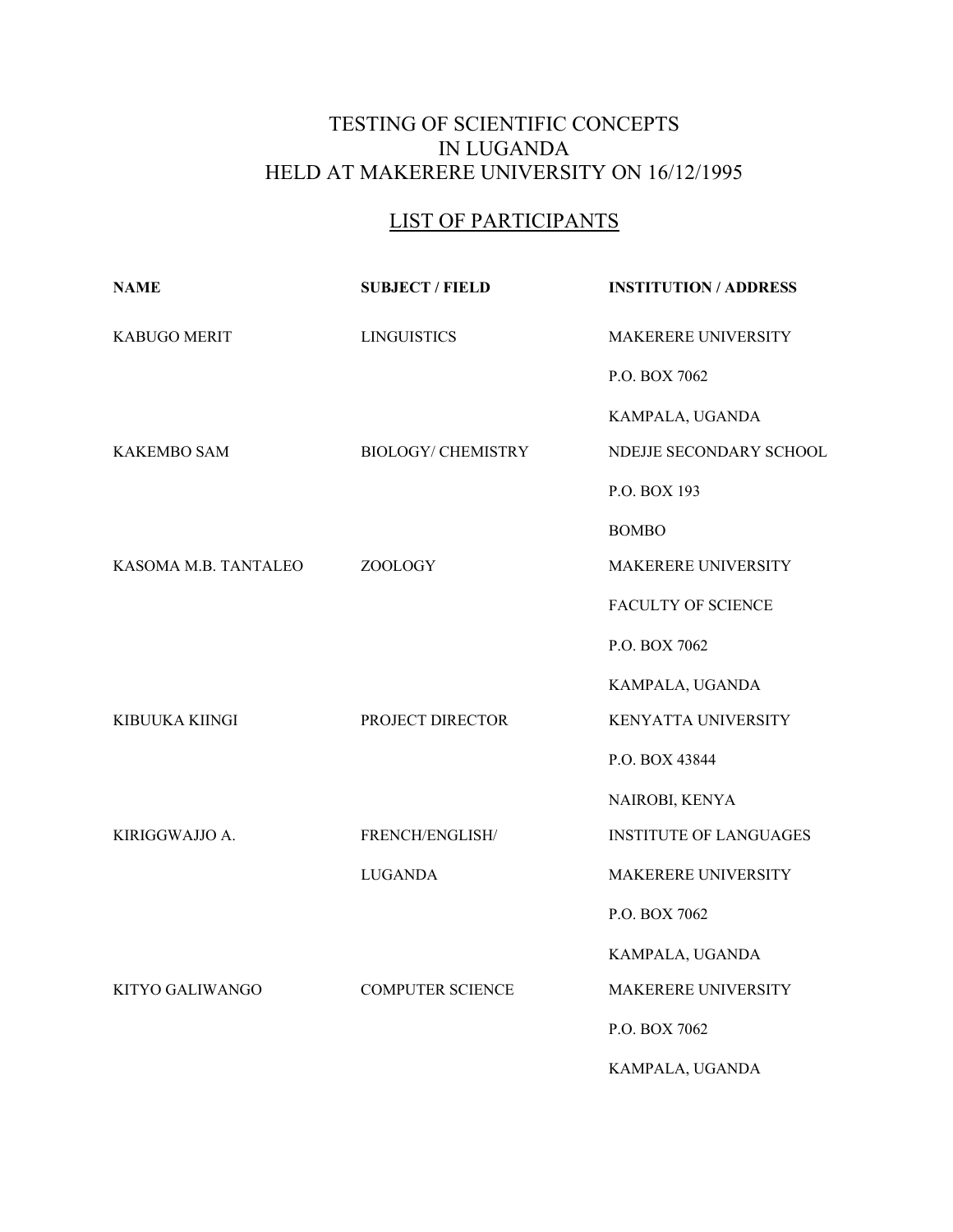# TESTING OF SCIENTIFIC CONCEPTS IN LUGANDA HELD AT MAKERERE UNIVERSITY ON 16/12/1995

## LIST OF PARTICIPANTS

| NAME | SUBJECT / FIELD | INSTITUTION / ADDRESS |
|---|---|---|
| KABUGO MERIT | LINGUISTICS | MAKERERE UNIVERSITY<br>P.O. BOX 7062<br>KAMPALA, UGANDA |
| KAKEMBO SAM | BIOLOGY/ CHEMISTRY | NDEJJE SECONDARY SCHOOL<br>P.O. BOX 193<br>BOMBO |
| KASOMA M.B. TANTALEO | ZOOLOGY | MAKERERE UNIVERSITY<br>FACULTY OF SCIENCE<br>P.O. BOX 7062<br>KAMPALA, UGANDA |
| KIBUUKA KIINGI | PROJECT DIRECTOR | KENYATTA UNIVERSITY<br>P.O. BOX 43844<br>NAIROBI, KENYA |
| KIRIGGWAJJO A. | FRENCH/ENGLISH/<br>LUGANDA | INSTITUTE OF LANGUAGES<br>MAKERERE UNIVERSITY<br>P.O. BOX 7062<br>KAMPALA, UGANDA |
| KITYO GALIWANGO | COMPUTER SCIENCE | MAKERERE UNIVERSITY<br>P.O. BOX 7062<br>KAMPALA, UGANDA |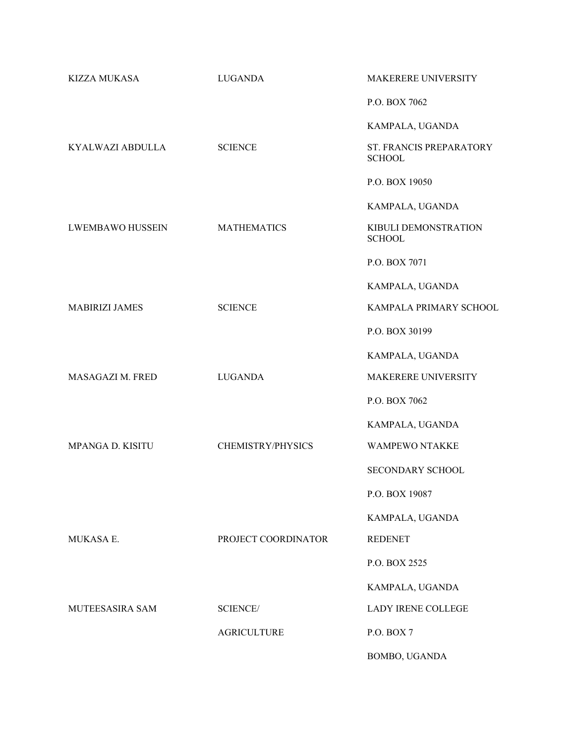| | | |
|---|---|---|
| KIZZA MUKASA | LUGANDA | MAKERERE UNIVERSITY<br>P.O. BOX 7062<br>KAMPALA, UGANDA |
| KYALWAZI ABDULLA | SCIENCE | ST. FRANCIS PREPARATORY SCHOOL<br>P.O. BOX 19050<br>KAMPALA, UGANDA |
| LWEMBAWO HUSSEIN | MATHEMATICS | KIBULI DEMONSTRATION SCHOOL<br>P.O. BOX 7071<br>KAMPALA, UGANDA |
| MABIRIZI JAMES | SCIENCE | KAMPALA PRIMARY SCHOOL<br>P.O. BOX 30199<br>KAMPALA, UGANDA |
| MASAGAZI M. FRED | LUGANDA | MAKERERE UNIVERSITY<br>P.O. BOX 7062<br>KAMPALA, UGANDA |
| MPANGA D. KISITU | CHEMISTRY/PHYSICS | WAMPEWO NTAKKE<br>SECONDARY SCHOOL<br>P.O. BOX 19087<br>KAMPALA, UGANDA |
| MUKASA E. | PROJECT COORDINATOR | REDENET<br>P.O. BOX 2525<br>KAMPALA, UGANDA |
| MUTEESASIRA SAM | SCIENCE/<br>AGRICULTURE | LADY IRENE COLLEGE<br>P.O. BOX 7<br>BOMBO, UGANDA |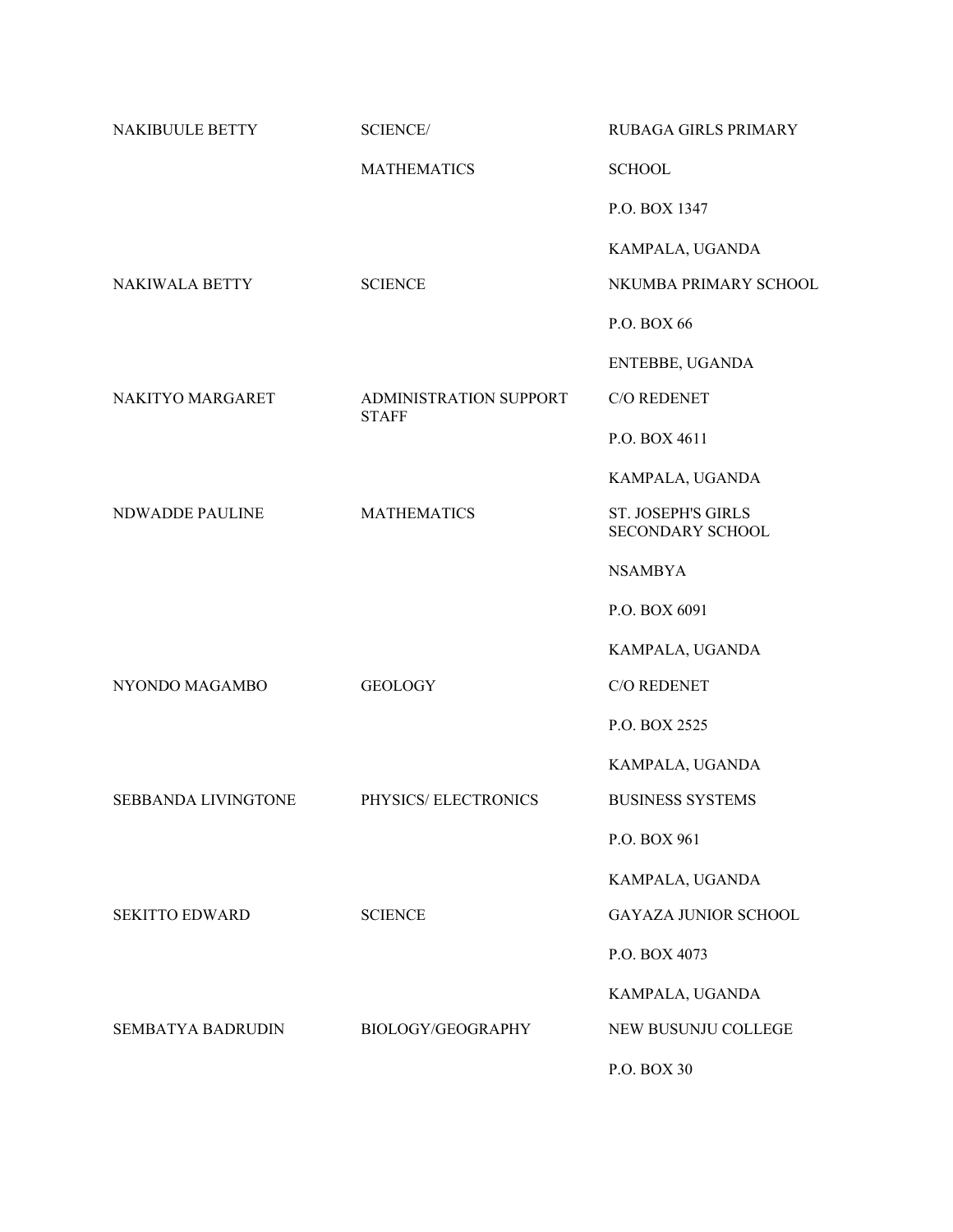| | | |
|---|---|---|
| NAKIBUULE BETTY | SCIENCE/ MATHEMATICS | RUBAGA GIRLS PRIMARY SCHOOL<br>P.O. BOX 1347<br>KAMPALA, UGANDA |
| NAKIWALA BETTY | SCIENCE | NKUMBA PRIMARY SCHOOL<br>P.O. BOX 66<br>ENTEBBE, UGANDA |
| NAKITYO MARGARET | ADMINISTRATION SUPPORT STAFF | C/O REDENET<br>P.O. BOX 4611<br>KAMPALA, UGANDA |
| NDWADDE PAULINE | MATHEMATICS | ST. JOSEPH'S GIRLS SECONDARY SCHOOL<br>NSAMBYA<br>P.O. BOX 6091<br>KAMPALA, UGANDA |
| NYONDO MAGAMBO | GEOLOGY | C/O REDENET<br>P.O. BOX 2525<br>KAMPALA, UGANDA |
| SEBBANDA LIVINGTONE | PHYSICS/ ELECTRONICS | BUSINESS SYSTEMS<br>P.O. BOX 961<br>KAMPALA, UGANDA |
| SEKITTO EDWARD | SCIENCE | GAYAZA JUNIOR SCHOOL<br>P.O. BOX 4073<br>KAMPALA, UGANDA |
| SEMBATYA BADRUDIN | BIOLOGY/GEOGRAPHY | NEW BUSUNJU COLLEGE<br>P.O. BOX 30 |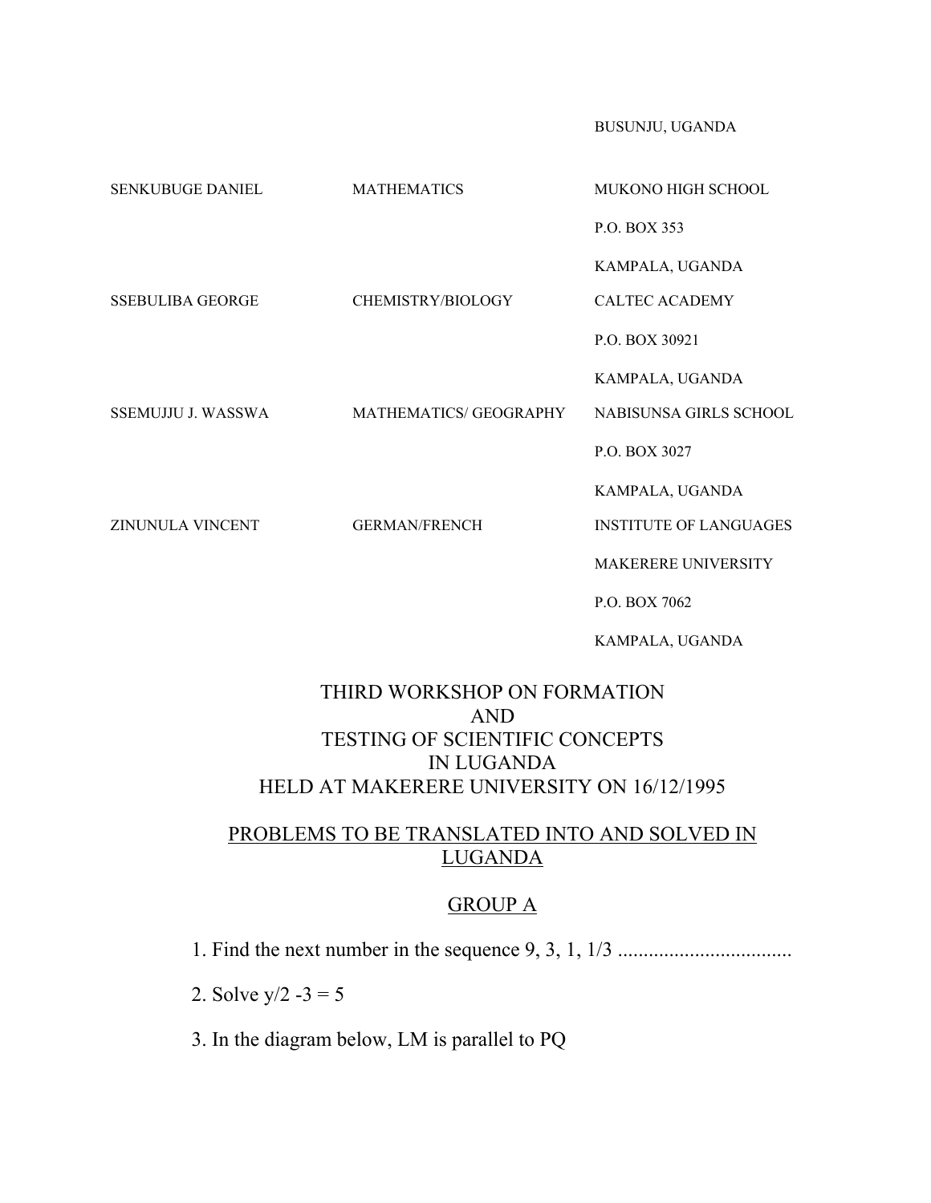|  |  | BUSUNJU, UGANDA |
|---|---|---|
| SENKUBUGE DANIEL | MATHEMATICS | MUKONO HIGH SCHOOL<br>P.O. BOX 353<br>KAMPALA, UGANDA |
| SSEBULIBA GEORGE | CHEMISTRY/BIOLOGY | CALTEC ACADEMY<br>P.O. BOX 30921<br>KAMPALA, UGANDA |
| SSEMUJJU J. WASSWA | MATHEMATICS/ GEOGRAPHY | NABISUNSA GIRLS SCHOOL<br>P.O. BOX 3027<br>KAMPALA, UGANDA |
| ZINUNULA VINCENT | GERMAN/FRENCH | INSTITUTE OF LANGUAGES<br>MAKERERE UNIVERSITY<br>P.O. BOX 7062<br>KAMPALA, UGANDA |

# THIRD WORKSHOP ON FORMATION AND TESTING OF SCIENTIFIC CONCEPTS IN LUGANDA HELD AT MAKERERE UNIVERSITY ON 16/12/1995

## PROBLEMS TO BE TRANSLATED INTO AND SOLVED IN LUGANDA

### GROUP A

1. Find the next number in the sequence 9, 3, 1, 1/3 ..................................

2. Solve $y/2 - 3 = 5$

3. In the diagram below, LM is parallel to PQ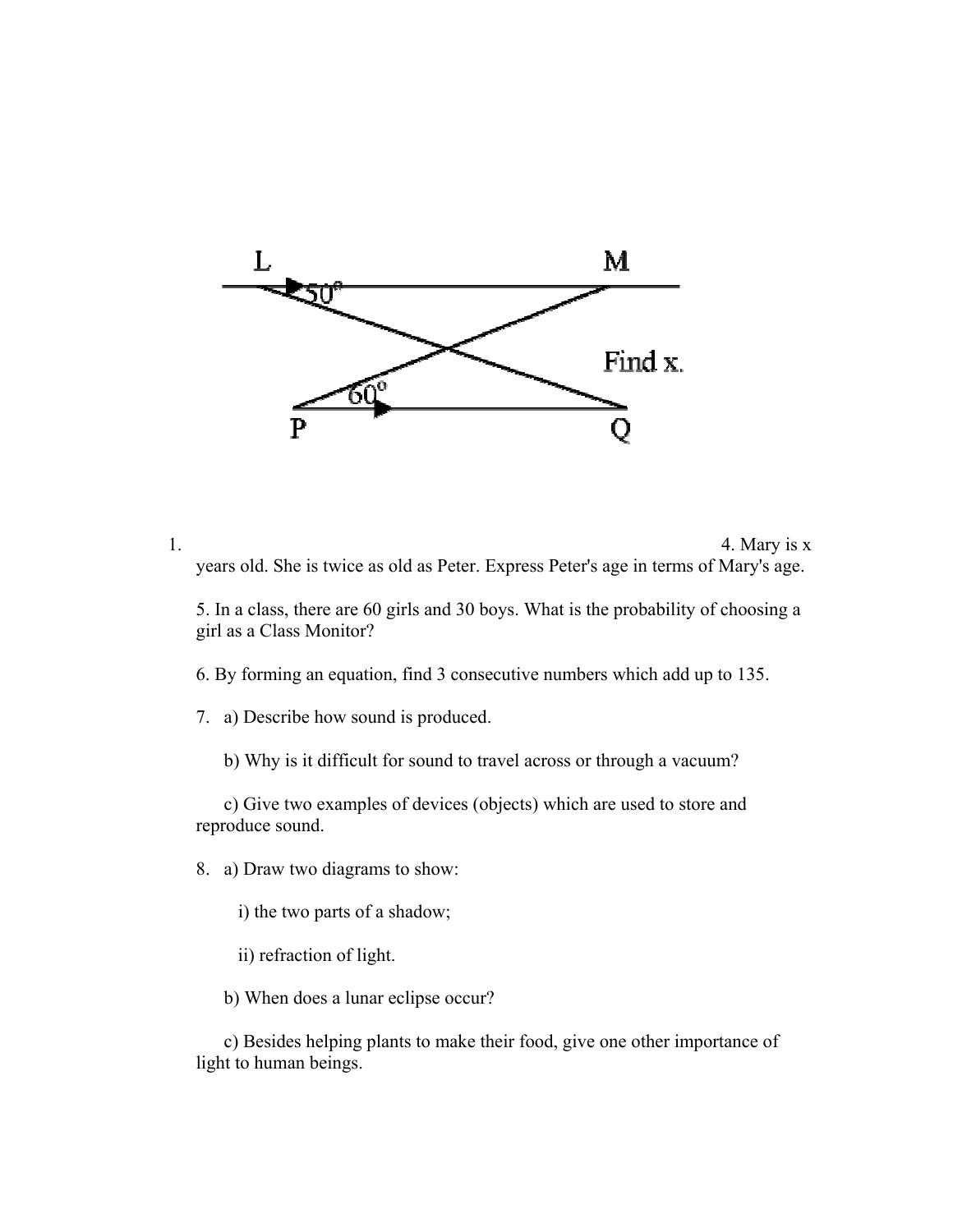L M

50°

Find x.

60°

P Q

1. 4. Mary is x years old. She is twice as old as Peter. Express Peter's age in terms of Mary's age.

5. In a class, there are 60 girls and 30 boys. What is the probability of choosing a girl as a Class Monitor?

6. By forming an equation, find 3 consecutive numbers which add up to 135.

7. a) Describe how sound is produced.

   b) Why is it difficult for sound to travel across or through a vacuum?

   c) Give two examples of devices (objects) which are used to store and reproduce sound.

8. a) Draw two diagrams to show:

   i) the two parts of a shadow;

   ii) refraction of light.

   b) When does a lunar eclipse occur?

   c) Besides helping plants to make their food, give one other importance of light to human beings.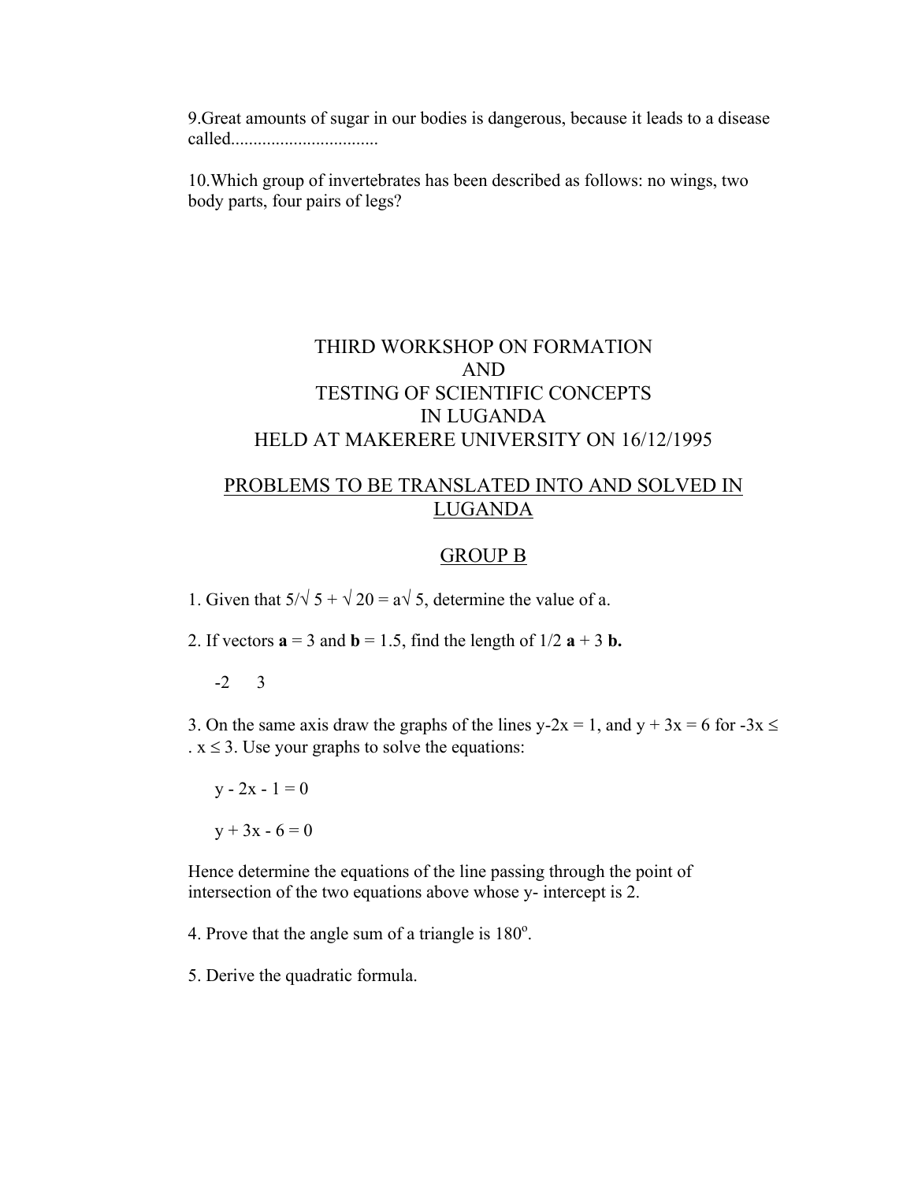9.Great amounts of sugar in our bodies is dangerous, because it leads to a disease called.................................

10.Which group of invertebrates has been described as follows: no wings, two body parts, four pairs of legs?

# THIRD WORKSHOP ON FORMATION AND TESTING OF SCIENTIFIC CONCEPTS IN LUGANDA HELD AT MAKERERE UNIVERSITY ON 16/12/1995

## PROBLEMS TO BE TRANSLATED INTO AND SOLVED IN LUGANDA

## GROUP B

1. Given that $5/\sqrt{5} + \sqrt{20} = a\sqrt{5}$, determine the value of a.

2. If vectors **a** = 3 and **b** = 1.5, find the length of 1/2 **a** + 3 **b.**

   -2 3

3. On the same axis draw the graphs of the lines $y-2x = 1$, and $y + 3x = 6$ for $-3x \leq . x \leq 3$. Use your graphs to solve the equations:

   $y - 2x - 1 = 0$

   $y + 3x - 6 = 0$

   Hence determine the equations of the line passing through the point of intersection of the two equations above whose y- intercept is 2.

4. Prove that the angle sum of a triangle is $180^o$.

5. Derive the quadratic formula.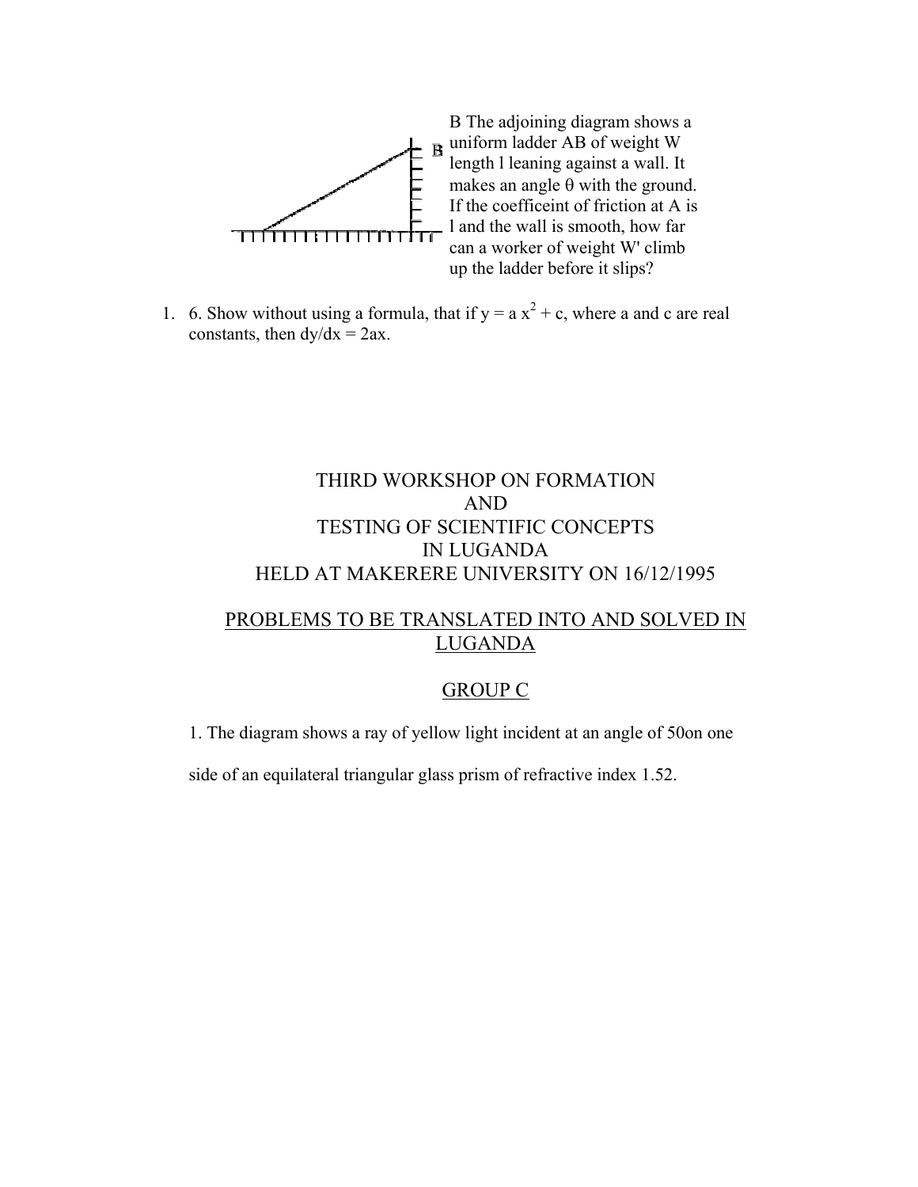B The adjoining diagram shows a uniform ladder AB of weight W length l leaning against a wall. It makes an angle θ with the ground. If the coefficeint of friction at A is l and the wall is smooth, how far can a worker of weight W' climb up the ladder before it slips?

1. 6. Show without using a formula, that if $y = a x^2 + c$, where a and c are real constants, then $dy/dx = 2ax$.

# THIRD WORKSHOP ON FORMATION AND TESTING OF SCIENTIFIC CONCEPTS IN LUGANDA HELD AT MAKERERE UNIVERSITY ON 16/12/1995

## PROBLEMS TO BE TRANSLATED INTO AND SOLVED IN LUGANDA

## GROUP C

1. The diagram shows a ray of yellow light incident at an angle of 50on one side of an equilateral triangular glass prism of refractive index 1.52.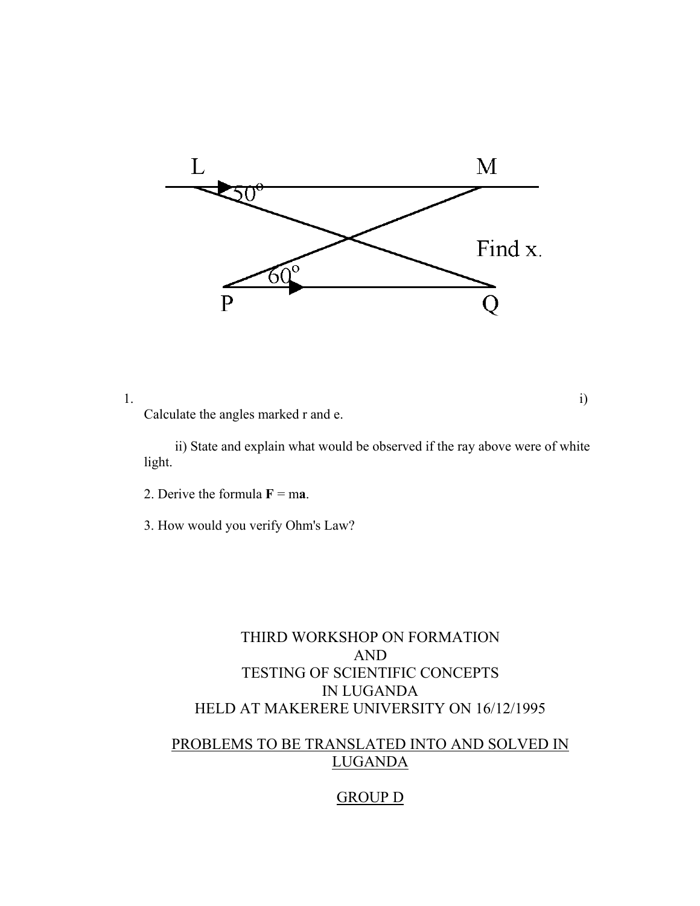L M

$50^o$

Find x.

$60^o$

P Q

1. i) Calculate the angles marked r and e.

   ii) State and explain what would be observed if the ray above were of white light.

2. Derive the formula **F** = m**a**.

3. How would you verify Ohm's Law?

# THIRD WORKSHOP ON FORMATION AND TESTING OF SCIENTIFIC CONCEPTS IN LUGANDA HELD AT MAKERERE UNIVERSITY ON 16/12/1995

## PROBLEMS TO BE TRANSLATED INTO AND SOLVED IN LUGANDA

## GROUP D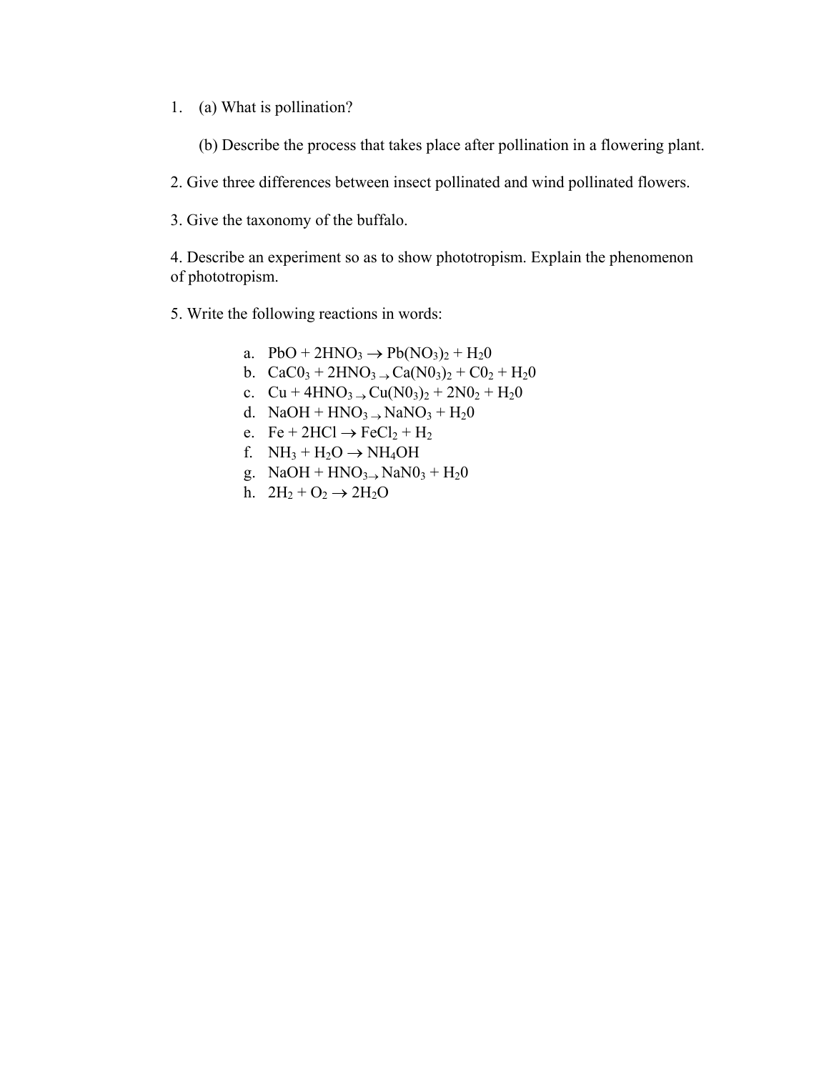1. (a) What is pollination?

   (b) Describe the process that takes place after pollination in a flowering plant.

2. Give three differences between insect pollinated and wind pollinated flowers.

3. Give the taxonomy of the buffalo.

4. Describe an experiment so as to show phototropism. Explain the phenomenon of phototropism.

5. Write the following reactions in words:

   a. $PbO + 2HNO_3 \rightarrow Pb(NO_3)_2 + H_20$
   b. $CaC0_3 + 2HNO_3 \rightarrow Ca(N0_3)_2 + C0_2 + H_20$
   c. $Cu + 4HNO_3 \rightarrow Cu(N0_3)_2 + 2N0_2 + H_20$
   d. $NaOH + HNO_3 \rightarrow NaNO_3 + H_20$
   e. $Fe + 2HCl \rightarrow FeCl_2 + H_2$
   f. $NH_3 + H_2O \rightarrow NH_4OH$
   g. $NaOH + HNO_3 \rightarrow NaN0_3 + H_20$
   h. $2H_2 + O_2 \rightarrow 2H_2O$